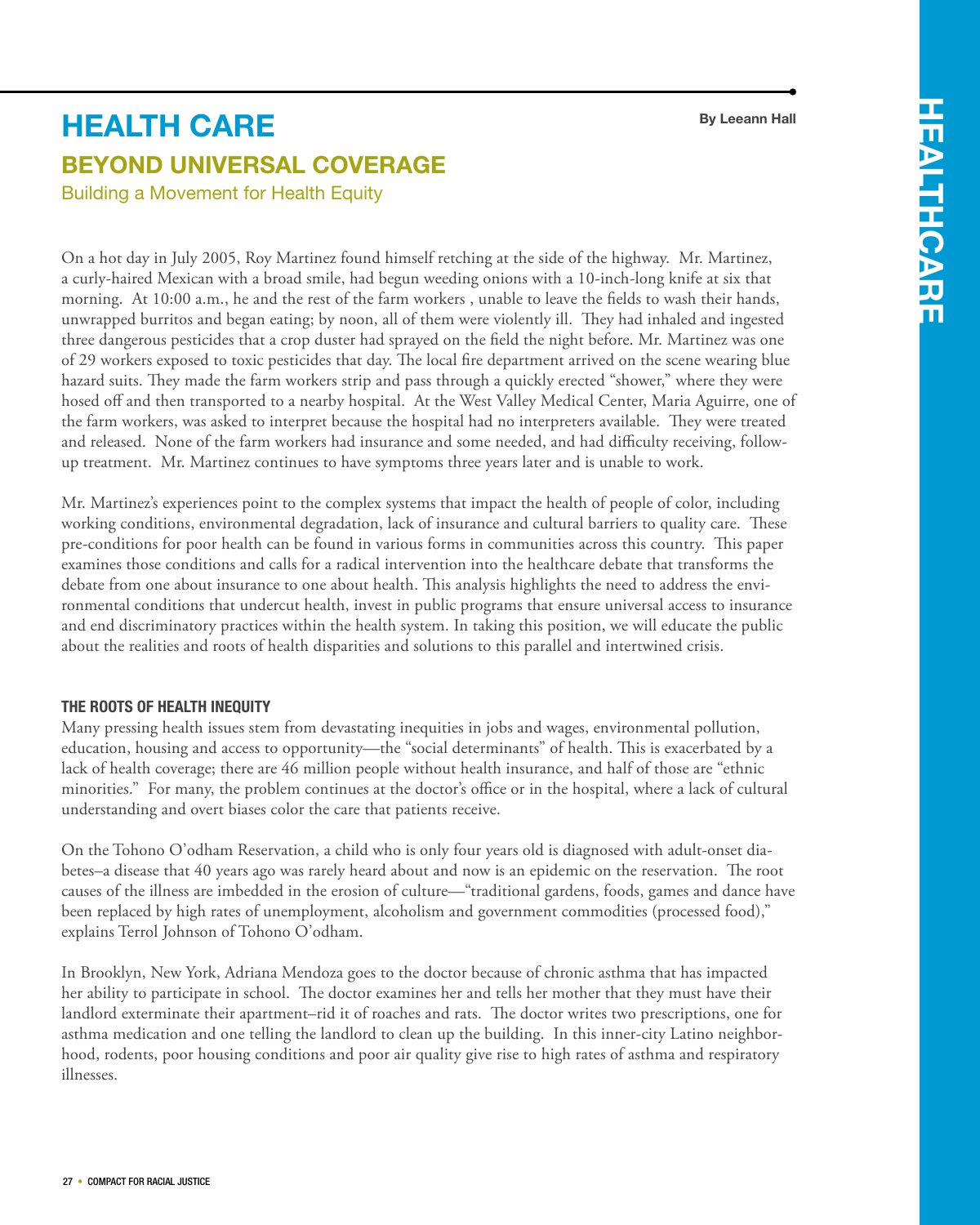# HEALTH CARE

By Leeann Hall

## BEYOND UNIVERSAL COVERAGE

### Building a Movement for Health Equity

On a hot day in July 2005, Roy Martinez found himself retching at the side of the highway. Mr. Martinez, a curly-haired Mexican with a broad smile, had begun weeding onions with a 10-inch-long knife at six that morning. At 10:00 a.m., he and the rest of the farm workers , unable to leave the fields to wash their hands, unwrapped burritos and began eating; by noon, all of them were violently ill. They had inhaled and ingested three dangerous pesticides that a crop duster had sprayed on the field the night before. Mr. Martinez was one of 29 workers exposed to toxic pesticides that day. The local fire department arrived on the scene wearing blue hazard suits. They made the farm workers strip and pass through a quickly erected "shower," where they were hosed off and then transported to a nearby hospital. At the West Valley Medical Center, Maria Aguirre, one of the farm workers, was asked to interpret because the hospital had no interpreters available. They were treated and released. None of the farm workers had insurance and some needed, and had difficulty receiving, follow-up treatment. Mr. Martinez continues to have symptoms three years later and is unable to work.

Mr. Martinez's experiences point to the complex systems that impact the health of people of color, including working conditions, environmental degradation, lack of insurance and cultural barriers to quality care. These pre-conditions for poor health can be found in various forms in communities across this country. This paper examines those conditions and calls for a radical intervention into the healthcare debate that transforms the debate from one about insurance to one about health. This analysis highlights the need to address the environmental conditions that undercut health, invest in public programs that ensure universal access to insurance and end discriminatory practices within the health system. In taking this position, we will educate the public about the realities and roots of health disparities and solutions to this parallel and intertwined crisis.

#### THE ROOTS OF HEALTH INEQUITY

Many pressing health issues stem from devastating inequities in jobs and wages, environmental pollution, education, housing and access to opportunity—the "social determinants" of health. This is exacerbated by a lack of health coverage; there are 46 million people without health insurance, and half of those are "ethnic minorities." For many, the problem continues at the doctor's office or in the hospital, where a lack of cultural understanding and overt biases color the care that patients receive.

On the Tohono O'odham Reservation, a child who is only four years old is diagnosed with adult-onset diabetes–a disease that 40 years ago was rarely heard about and now is an epidemic on the reservation. The root causes of the illness are imbedded in the erosion of culture—"traditional gardens, foods, games and dance have been replaced by high rates of unemployment, alcoholism and government commodities (processed food)," explains Terrol Johnson of Tohono O'odham.

In Brooklyn, New York, Adriana Mendoza goes to the doctor because of chronic asthma that has impacted her ability to participate in school. The doctor examines her and tells her mother that they must have their landlord exterminate their apartment–rid it of roaches and rats. The doctor writes two prescriptions, one for asthma medication and one telling the landlord to clean up the building. In this inner-city Latino neighborhood, rodents, poor housing conditions and poor air quality give rise to high rates of asthma and respiratory illnesses.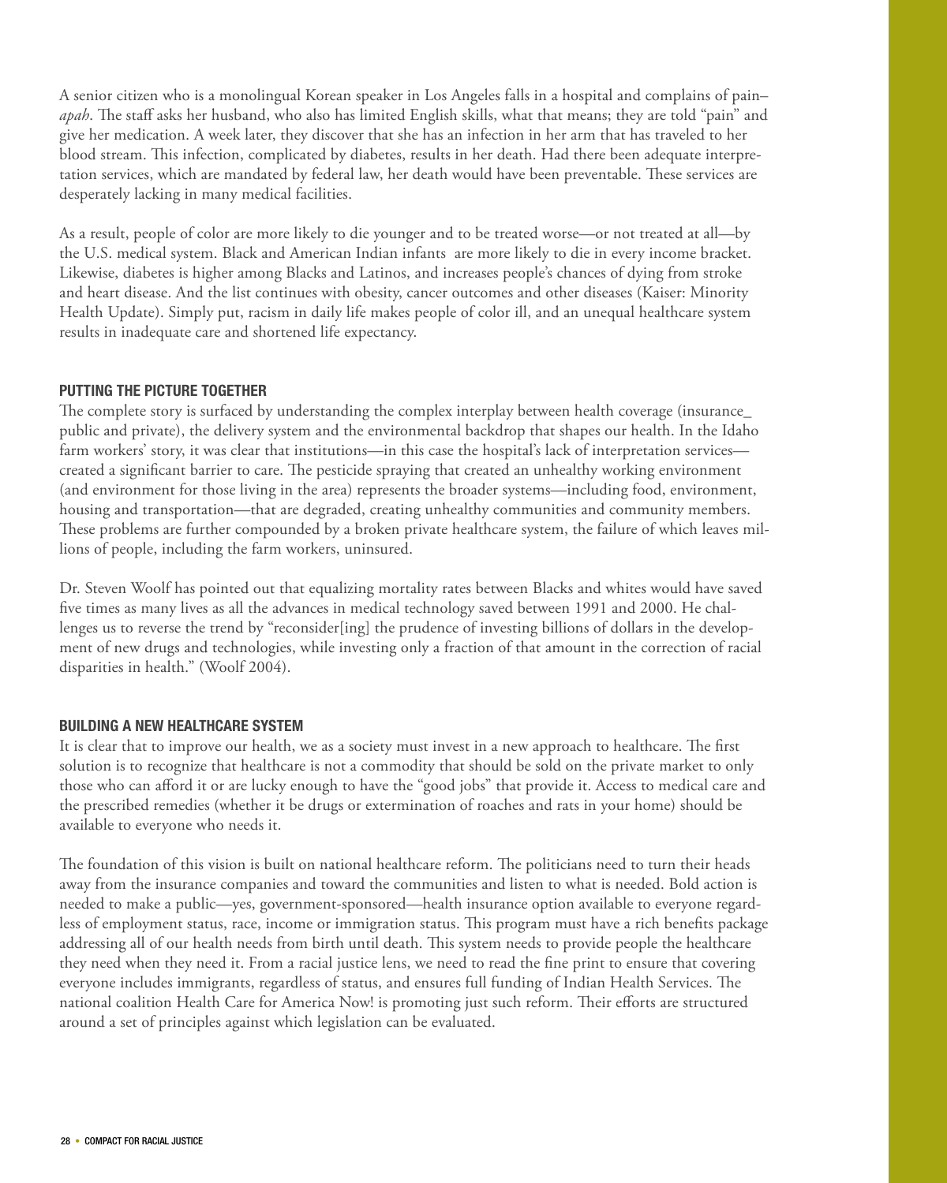A senior citizen who is a monolingual Korean speaker in Los Angeles falls in a hospital and complains of pain–*apah*. The staff asks her husband, who also has limited English skills, what that means; they are told "pain" and give her medication. A week later, they discover that she has an infection in her arm that has traveled to her blood stream. This infection, complicated by diabetes, results in her death. Had there been adequate interpretation services, which are mandated by federal law, her death would have been preventable. These services are desperately lacking in many medical facilities.

As a result, people of color are more likely to die younger and to be treated worse—or not treated at all—by the U.S. medical system. Black and American Indian infants are more likely to die in every income bracket. Likewise, diabetes is higher among Blacks and Latinos, and increases people's chances of dying from stroke and heart disease. And the list continues with obesity, cancer outcomes and other diseases (Kaiser: Minority Health Update). Simply put, racism in daily life makes people of color ill, and an unequal healthcare system results in inadequate care and shortened life expectancy.

## PUTTING THE PICTURE TOGETHER

The complete story is surfaced by understanding the complex interplay between health coverage (insurance_ public and private), the delivery system and the environmental backdrop that shapes our health. In the Idaho farm workers' story, it was clear that institutions—in this case the hospital's lack of interpretation services—created a significant barrier to care. The pesticide spraying that created an unhealthy working environment (and environment for those living in the area) represents the broader systems—including food, environment, housing and transportation—that are degraded, creating unhealthy communities and community members. These problems are further compounded by a broken private healthcare system, the failure of which leaves millions of people, including the farm workers, uninsured.

Dr. Steven Woolf has pointed out that equalizing mortality rates between Blacks and whites would have saved five times as many lives as all the advances in medical technology saved between 1991 and 2000. He challenges us to reverse the trend by "reconsider[ing] the prudence of investing billions of dollars in the development of new drugs and technologies, while investing only a fraction of that amount in the correction of racial disparities in health." (Woolf 2004).

## BUILDING A NEW HEALTHCARE SYSTEM

It is clear that to improve our health, we as a society must invest in a new approach to healthcare. The first solution is to recognize that healthcare is not a commodity that should be sold on the private market to only those who can afford it or are lucky enough to have the "good jobs" that provide it. Access to medical care and the prescribed remedies (whether it be drugs or extermination of roaches and rats in your home) should be available to everyone who needs it.

The foundation of this vision is built on national healthcare reform. The politicians need to turn their heads away from the insurance companies and toward the communities and listen to what is needed. Bold action is needed to make a public—yes, government-sponsored—health insurance option available to everyone regardless of employment status, race, income or immigration status. This program must have a rich benefits package addressing all of our health needs from birth until death. This system needs to provide people the healthcare they need when they need it. From a racial justice lens, we need to read the fine print to ensure that covering everyone includes immigrants, regardless of status, and ensures full funding of Indian Health Services. The national coalition Health Care for America Now! is promoting just such reform. Their efforts are structured around a set of principles against which legislation can be evaluated.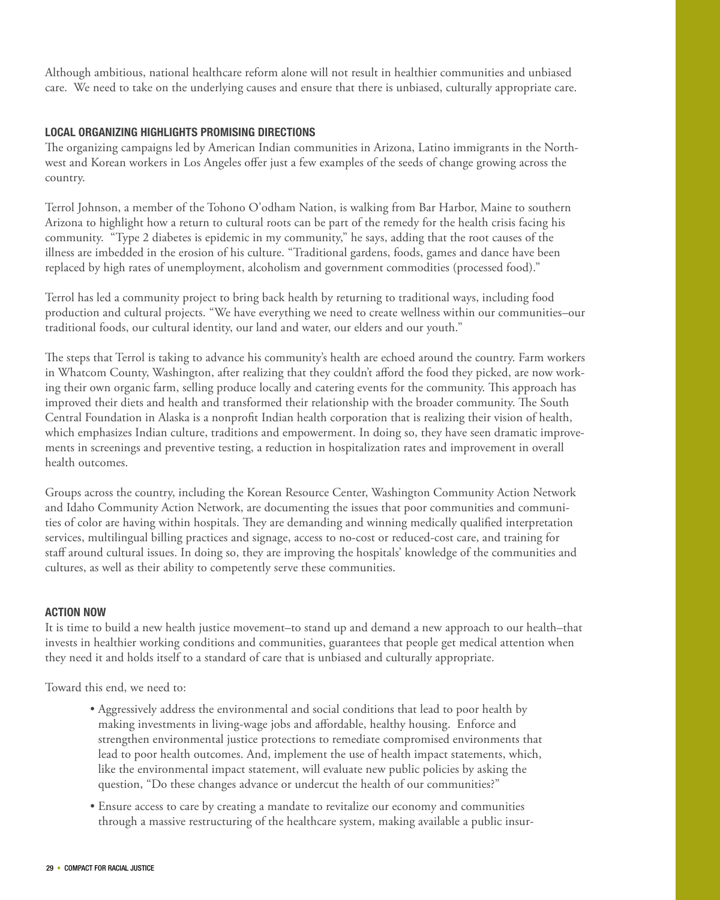Although ambitious, national healthcare reform alone will not result in healthier communities and unbiased care. We need to take on the underlying causes and ensure that there is unbiased, culturally appropriate care.

## LOCAL ORGANIZING HIGHLIGHTS PROMISING DIRECTIONS

The organizing campaigns led by American Indian communities in Arizona, Latino immigrants in the Northwest and Korean workers in Los Angeles offer just a few examples of the seeds of change growing across the country.

Terrol Johnson, a member of the Tohono O'odham Nation, is walking from Bar Harbor, Maine to southern Arizona to highlight how a return to cultural roots can be part of the remedy for the health crisis facing his community. "Type 2 diabetes is epidemic in my community," he says, adding that the root causes of the illness are imbedded in the erosion of his culture. "Traditional gardens, foods, games and dance have been replaced by high rates of unemployment, alcoholism and government commodities (processed food)."

Terrol has led a community project to bring back health by returning to traditional ways, including food production and cultural projects. "We have everything we need to create wellness within our communities–our traditional foods, our cultural identity, our land and water, our elders and our youth."

The steps that Terrol is taking to advance his community's health are echoed around the country. Farm workers in Whatcom County, Washington, after realizing that they couldn't afford the food they picked, are now working their own organic farm, selling produce locally and catering events for the community. This approach has improved their diets and health and transformed their relationship with the broader community. The South Central Foundation in Alaska is a nonprofit Indian health corporation that is realizing their vision of health, which emphasizes Indian culture, traditions and empowerment. In doing so, they have seen dramatic improvements in screenings and preventive testing, a reduction in hospitalization rates and improvement in overall health outcomes.

Groups across the country, including the Korean Resource Center, Washington Community Action Network and Idaho Community Action Network, are documenting the issues that poor communities and communities of color are having within hospitals. They are demanding and winning medically qualified interpretation services, multilingual billing practices and signage, access to no-cost or reduced-cost care, and training for staff around cultural issues. In doing so, they are improving the hospitals' knowledge of the communities and cultures, as well as their ability to competently serve these communities.

## ACTION NOW

It is time to build a new health justice movement–to stand up and demand a new approach to our health–that invests in healthier working conditions and communities, guarantees that people get medical attention when they need it and holds itself to a standard of care that is unbiased and culturally appropriate.

Toward this end, we need to:

- Aggressively address the environmental and social conditions that lead to poor health by making investments in living-wage jobs and affordable, healthy housing. Enforce and strengthen environmental justice protections to remediate compromised environments that lead to poor health outcomes. And, implement the use of health impact statements, which, like the environmental impact statement, will evaluate new public policies by asking the question, "Do these changes advance or undercut the health of our communities?"
- Ensure access to care by creating a mandate to revitalize our economy and communities through a massive restructuring of the healthcare system, making available a public insur-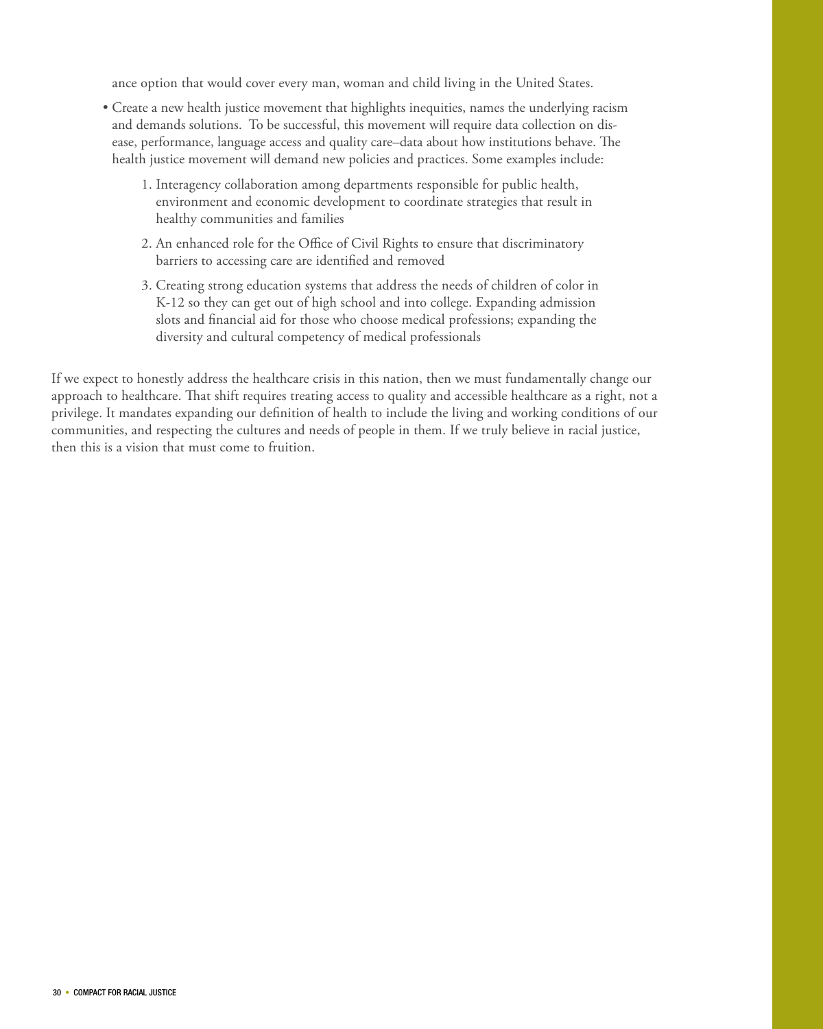ance option that would cover every man, woman and child living in the United States.

- Create a new health justice movement that highlights inequities, names the underlying racism and demands solutions. To be successful, this movement will require data collection on disease, performance, language access and quality care–data about how institutions behave. The health justice movement will demand new policies and practices. Some examples include:

    1. Interagency collaboration among departments responsible for public health, environment and economic development to coordinate strategies that result in healthy communities and families
    2. An enhanced role for the Office of Civil Rights to ensure that discriminatory barriers to accessing care are identified and removed
    3. Creating strong education systems that address the needs of children of color in K-12 so they can get out of high school and into college. Expanding admission slots and financial aid for those who choose medical professions; expanding the diversity and cultural competency of medical professionals

If we expect to honestly address the healthcare crisis in this nation, then we must fundamentally change our approach to healthcare. That shift requires treating access to quality and accessible healthcare as a right, not a privilege. It mandates expanding our definition of health to include the living and working conditions of our communities, and respecting the cultures and needs of people in them. If we truly believe in racial justice, then this is a vision that must come to fruition.